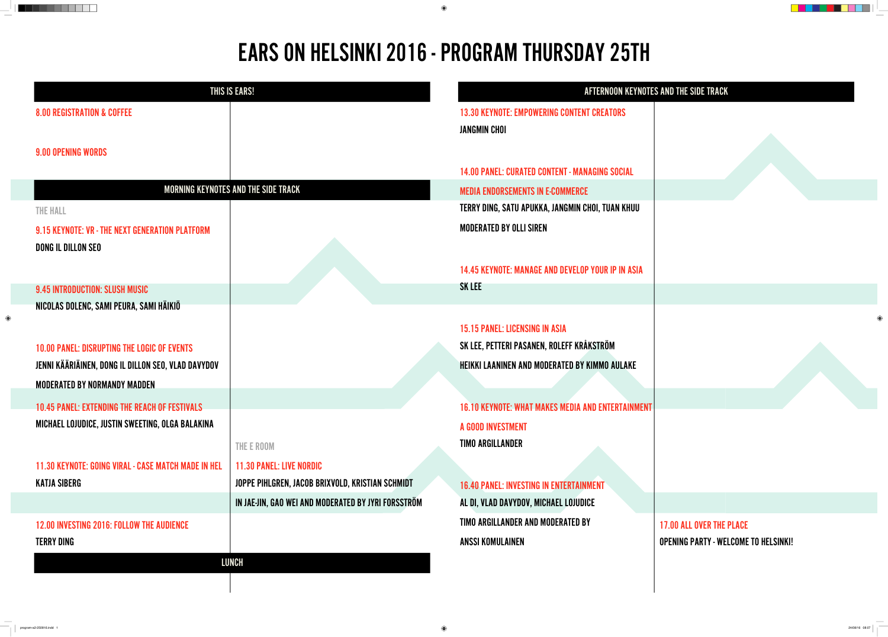# EARS ON HELSINKI 2016 - PROGRAM THURSDAY 25TH

## THIS IS EARS!

8.00 REGISTRATION & COFFEE

9.00 OPENING WORDS

## MORNING KEYNOTES AND THE SIDE TRACK

### THE HALL

9.15 KEYNOTE: VR - THE NEXT GENERATION PLATFORM
DONG IL DILLON SEO

9.45 INTRODUCTION: SLUSH MUSIC
NICOLAS DOLENC, SAMI PEURA, SAMI HÄIKIÖ

10.00 PANEL: DISRUPTING THE LOGIC OF EVENTS
JENNI KÄÄRIÄINEN, DONG IL DILLON SEO, VLAD DAVYDOV
MODERATED BY NORMANDY MADDEN

10.45 PANEL: EXTENDING THE REACH OF FESTIVALS
MICHAEL LOJUDICE, JUSTIN SWEETING, OLGA BALAKINA

11.30 KEYNOTE: GOING VIRAL - CASE MATCH MADE IN HEL
KATJA SIBERG

12.00 INVESTING 2016: FOLLOW THE AUDIENCE
TERRY DING

### THE E ROOM

11.30 PANEL: LIVE NORDIC
JOPPE PIHLGREN, JACOB BRIXVOLD, KRISTIAN SCHMIDT
IN JAE-JIN, GAO WEI AND MODERATED BY JYRI FORSSTRÖM

## LUNCH

## AFTERNOON KEYNOTES AND THE SIDE TRACK

13.30 KEYNOTE: EMPOWERING CONTENT CREATORS
JANGMIN CHOI

14.00 PANEL: CURATED CONTENT - MANAGING SOCIAL MEDIA ENDORSEMENTS IN E-COMMERCE
TERRY DING, SATU APUKKA, JANGMIN CHOI, TUAN KHUU
MODERATED BY OLLI SIREN

14.45 KEYNOTE: MANAGE AND DEVELOP YOUR IP IN ASIA
SK LEE

15.15 PANEL: LICENSING IN ASIA
SK LEE, PETTERI PASANEN, ROLEFF KRÅKSTRÖM
HEIKKI LAANINEN AND MODERATED BY KIMMO AULAKE

16.10 KEYNOTE: WHAT MAKES MEDIA AND ENTERTAINMENT A GOOD INVESTMENT
TIMO ARGILLANDER

16.40 PANEL: INVESTING IN ENTERTAINMENT
AL DI, VLAD DAVYDOV, MICHAEL LOJUDICE
TIMO ARGILLANDER AND MODERATED BY
ANSSI KOMULAINEN

17.00 ALL OVER THE PLACE
OPENING PARTY - WELCOME TO HELSINKI!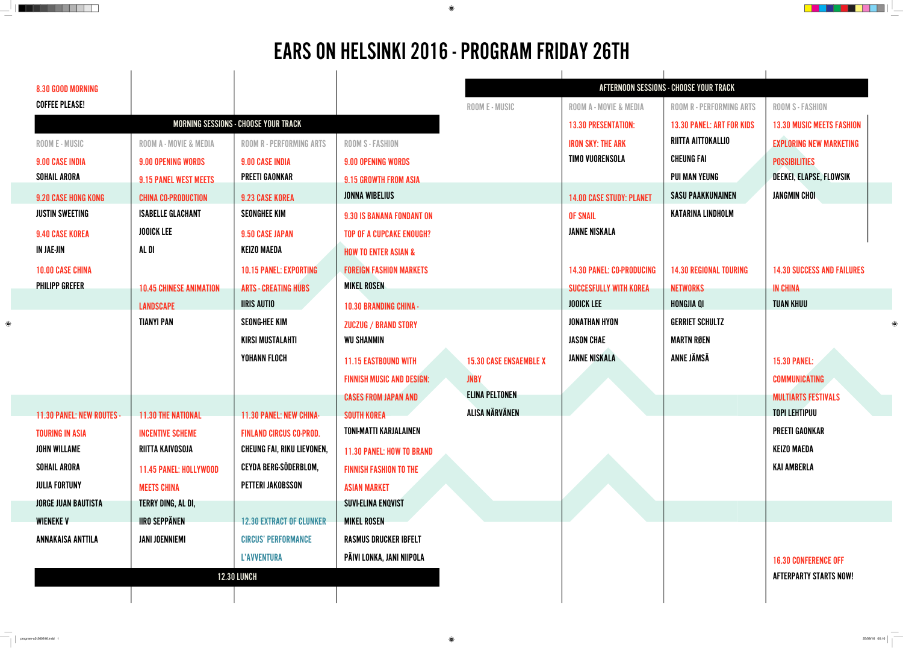# EARS ON HELSINKI 2016 - PROGRAM FRIDAY 26TH

8.30 GOOD MORNING
COFFEE PLEASE!

## MORNING SESSIONS - CHOOSE YOUR TRACK

| ROOM E - MUSIC | ROOM A - MOVIE & MEDIA | ROOM R - PERFORMING ARTS | ROOM S - FASHION |
|---|---|---|---|
| 9.00 CASE INDIA<br>SOHAIL ARORA | 9.00 OPENING WORDS | 9.00 CASE INDIA<br>PREETI GAONKAR | 9.00 OPENING WORDS |
| 9.20 CASE HONG KONG<br>JUSTIN SWEETING | 9.15 PANEL WEST MEETS CHINA CO-PRODUCTION<br>ISABELLE GLACHANT<br>JOOICK LEE<br>AL DI | 9.23 CASE KOREA<br>SEONGHEE KIM | 9.15 GROWTH FROM ASIA<br>JONNA WIBELIUS |
| 9.40 CASE KOREA<br>IN JAE-JIN | | 9.50 CASE JAPAN<br>KEIZO MAEDA | 9.30 IS BANANA FONDANT ON TOP OF A CUPCAKE ENOUGH? HOW TO ENTER ASIAN & FOREIGN FASHION MARKETS<br>MIKEL ROSEN |
| 10.00 CASE CHINA<br>PHILIPP GREFER | 10.45 CHINESE ANIMATION LANDSCAPE<br>TIANYI PAN | 10.15 PANEL: EXPORTING ARTS - CREATING HUBS<br>IIRIS AUTIO<br>SEONG-HEE KIM<br>KIRSI MUSTALAHTI<br>YOHANN FLOCH | 10.30 BRANDING CHINA - ZUCZUG / BRAND STORY<br>WU SHANMIN |
| | | | 11.15 EASTBOUND WITH FINNISH MUSIC AND DESIGN: CASES FROM JAPAN AND SOUTH KOREA<br>TONI-MATTI KARJALAINEN |
| 11.30 PANEL: NEW ROUTES - TOURING IN ASIA<br>JOHN WILLAME<br>SOHAIL ARORA<br>JULIA FORTUNY<br>JORGE JUAN BAUTISTA<br>WIENEKE V<br>ANNAKAISA ANTTILA | 11.30 THE NATIONAL INCENTIVE SCHEME<br>RIITTA KAIVOSOJA | 11.30 PANEL: NEW CHINA-FINLAND CIRCUS CO-PROD.<br>CHEUNG FAI, RIKU LIEVONEN,<br>CEYDA BERG-SÖDERBLOM,<br>PETTERI JAKOBSSON | 11.30 PANEL: HOW TO BRAND FINNISH FASHION TO THE ASIAN MARKET<br>SUVI-ELINA ENQVIST<br>MIKEL ROSEN<br>RASMUS DRUCKER IBFELT<br>PÄIVI LONKA, JANI NIIPOLA |
| | 11.45 PANEL: HOLLYWOOD MEETS CHINA<br>TERRY DING, AL DI,<br>IIRO SEPPÄNEN<br>JANI JOENNIEMI | 12.30 EXTRACT OF CLUNKER CIRCUS' PERFORMANCE L'AVVENTURA | |

12.30 LUNCH

## AFTERNOON SESSIONS - CHOOSE YOUR TRACK

| ROOM E - MUSIC | ROOM A - MOVIE & MEDIA | ROOM R - PERFORMING ARTS | ROOM S - FASHION |
|---|---|---|---|
| | 13.30 PRESENTATION: IRON SKY: THE ARK<br>TIMO VUORENSOLA | 13.30 PANEL: ART FOR KIDS<br>RIITTA AITTOKALLIO<br>CHEUNG FAI<br>PUI MAN YEUNG<br>SASU PAAKKUNAINEN<br>KATARINA LINDHOLM | 13.30 MUSIC MEETS FASHION EXPLORING NEW MARKETING POSSIBILITIES<br>DEEKEI, ELAPSE, FLOWSIK<br>JANGMIN CHOI |
| | 14.00 CASE STUDY: PLANET OF SNAIL<br>JANNE NISKALA | | |
| | 14.30 PANEL: CO-PRODUCING SUCCESFULLY WITH KOREA<br>JOOICK LEE<br>JONATHAN HYON<br>JASON CHAE<br>JANNE NISKALA | 14.30 REGIONAL TOURING NETWORKS<br>HONGJIA QI<br>GERRIET SCHULTZ<br>MARTN RØEN<br>ANNE JÄMSÄ | 14.30 SUCCESS AND FAILURES IN CHINA<br>TUAN KHUU |
| 15.30 CASE ENSAEMBLE X JNBY<br>ELINA PELTONEN<br>ALISA NÄRVÄNEN | | | 15.30 PANEL: COMMUNICATING MULTIARTS FESTIVALS<br>TOPI LEHTIPUU<br>PREETI GAONKAR<br>KEIZO MAEDA<br>KAI AMBERLA |
| | | | 16.30 CONFERENCE OFF<br>AFTERPARTY STARTS NOW! |